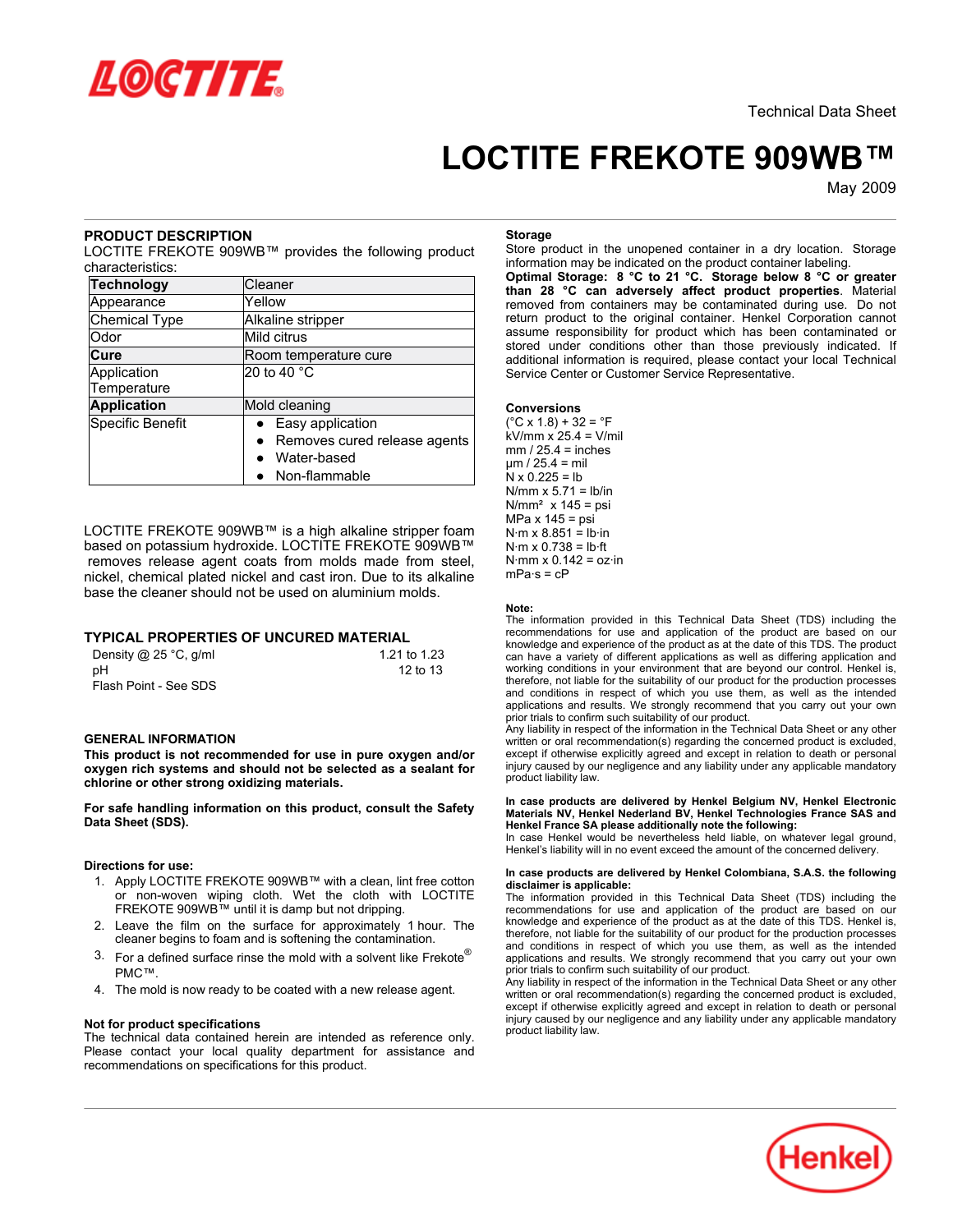Technical Data Sheet

# LOCTITE FREKOTE 909WB™

May 2009

## PRODUCT DESCRIPTION

LOCTITE FREKOTE 909WB™ provides the following product characteristics:

| | |
|---|---|
| **Technology** | Cleaner |
| Appearance | Yellow |
| Chemical Type | Alkaline stripper |
| Odor | Mild citrus |
| **Cure** | Room temperature cure |
| Application Temperature | 20 to 40 °C |
| **Application** | Mold cleaning |
| Specific Benefit | • Easy application<br>• Removes cured release agents<br>• Water-based<br>• Non-flammable |

LOCTITE FREKOTE 909WB™ is a high alkaline stripper foam based on potassium hydroxide. LOCTITE FREKOTE 909WB™ removes release agent coats from molds made from steel, nickel, chemical plated nickel and cast iron. Due to its alkaline base the cleaner should not be used on aluminium molds.

## TYPICAL PROPERTIES OF UNCURED MATERIAL

| | |
|---|---|
| Density @ 25 °C, g/ml | 1.21 to 1.23 |
| pH | 12 to 13 |
| Flash Point - See SDS | |

## GENERAL INFORMATION

**This product is not recommended for use in pure oxygen and/or oxygen rich systems and should not be selected as a sealant for chlorine or other strong oxidizing materials.**

**For safe handling information on this product, consult the Safety Data Sheet (SDS).**

### Directions for use:

1. Apply LOCTITE FREKOTE 909WB™ with a clean, lint free cotton or non-woven wiping cloth. Wet the cloth with LOCTITE FREKOTE 909WB™ until it is damp but not dripping.
2. Leave the film on the surface for approximately 1 hour. The cleaner begins to foam and is softening the contamination.
3. For a defined surface rinse the mold with a solvent like Frekote® PMC™.
4. The mold is now ready to be coated with a new release agent.

### Not for product specifications

The technical data contained herein are intended as reference only. Please contact your local quality department for assistance and recommendations on specifications for this product.

### Storage

Store product in the unopened container in a dry location. Storage information may be indicated on the product container labeling.

**Optimal Storage: 8 °C to 21 °C. Storage below 8 °C or greater than 28 °C can adversely affect product properties**. Material removed from containers may be contaminated during use. Do not return product to the original container. Henkel Corporation cannot assume responsibility for product which has been contaminated or stored under conditions other than those previously indicated. If additional information is required, please contact your local Technical Service Center or Customer Service Representative.

### Conversions

(°C x 1.8) + 32 = °F
kV/mm x 25.4 = V/mil
mm / 25.4 = inches
µm / 25.4 = mil
N x 0.225 = lb
N/mm x 5.71 = lb/in
N/mm² x 145 = psi
MPa x 145 = psi
N·m x 8.851 = lb·in
N·m x 0.738 = lb·ft
N·mm x 0.142 = oz·in
mPa·s = cP

### Note:

The information provided in this Technical Data Sheet (TDS) including the recommendations for use and application of the product are based on our knowledge and experience of the product as at the date of this TDS. The product can have a variety of different applications as well as differing application and working conditions in your environment that are beyond our control. Henkel is, therefore, not liable for the suitability of our product for the production processes and conditions in respect of which you use them, as well as the intended applications and results. We strongly recommend that you carry out your own prior trials to confirm such suitability of our product.

Any liability in respect of the information in the Technical Data Sheet or any other written or oral recommendation(s) regarding the concerned product is excluded, except if otherwise explicitly agreed and except in relation to death or personal injury caused by our negligence and any liability under any applicable mandatory product liability law.

**In case products are delivered by Henkel Belgium NV, Henkel Electronic Materials NV, Henkel Nederland BV, Henkel Technologies France SAS and Henkel France SA please additionally note the following:**

In case Henkel would be nevertheless held liable, on whatever legal ground, Henkel's liability will in no event exceed the amount of the concerned delivery.

**In case products are delivered by Henkel Colombiana, S.A.S. the following disclaimer is applicable:**

The information provided in this Technical Data Sheet (TDS) including the recommendations for use and application of the product are based on our knowledge and experience of the product as at the date of this TDS. Henkel is, therefore, not liable for the suitability of our product for the production processes and conditions in respect of which you use them, as well as the intended applications and results. We strongly recommend that you carry out your own prior trials to confirm such suitability of our product.

Any liability in respect of the information in the Technical Data Sheet or any other written or oral recommendation(s) regarding the concerned product is excluded, except if otherwise explicitly agreed and except in relation to death or personal injury caused by our negligence and any liability under any applicable mandatory product liability law.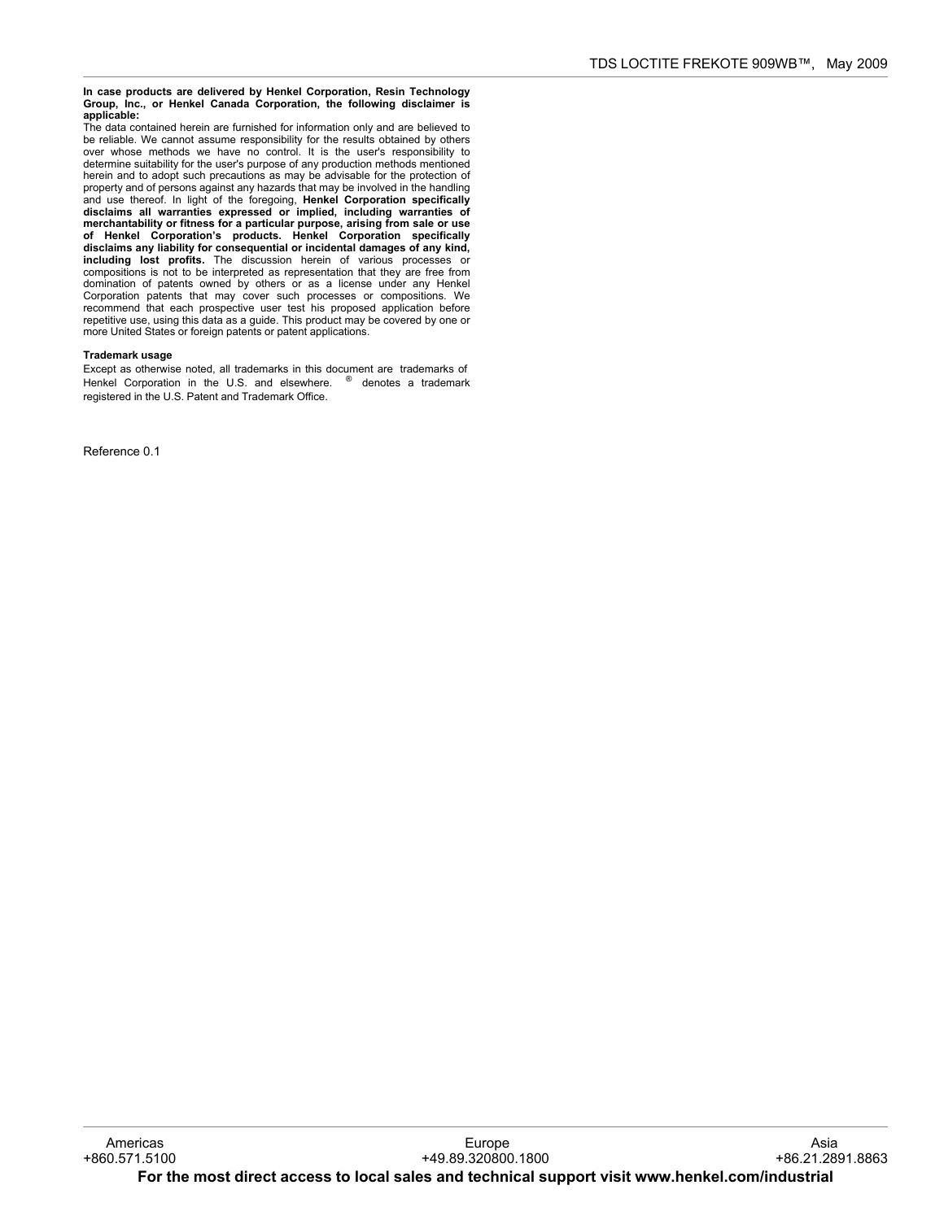**In case products are delivered by Henkel Corporation, Resin Technology Group, Inc., or Henkel Canada Corporation, the following disclaimer is applicable:**

The data contained herein are furnished for information only and are believed to be reliable. We cannot assume responsibility for the results obtained by others over whose methods we have no control. It is the user's responsibility to determine suitability for the user's purpose of any production methods mentioned herein and to adopt such precautions as may be advisable for the protection of property and of persons against any hazards that may be involved in the handling and use thereof. In light of the foregoing, **Henkel Corporation specifically disclaims all warranties expressed or implied, including warranties of merchantability or fitness for a particular purpose, arising from sale or use of Henkel Corporation's products. Henkel Corporation specifically disclaims any liability for consequential or incidental damages of any kind, including lost profits.** The discussion herein of various processes or compositions is not to be interpreted as representation that they are free from domination of patents owned by others or as a license under any Henkel Corporation patents that may cover such processes or compositions. We recommend that each prospective user test his proposed application before repetitive use, using this data as a guide. This product may be covered by one or more United States or foreign patents or patent applications.

**Trademark usage**

Except as otherwise noted, all trademarks in this document are trademarks of Henkel Corporation in the U.S. and elsewhere. ® denotes a trademark registered in the U.S. Patent and Trademark Office.

Reference 0.1

Americas
+860.571.5100

Europe
+49.89.320800.1800

Asia
+86.21.2891.8863

**For the most direct access to local sales and technical support visit www.henkel.com/industrial**